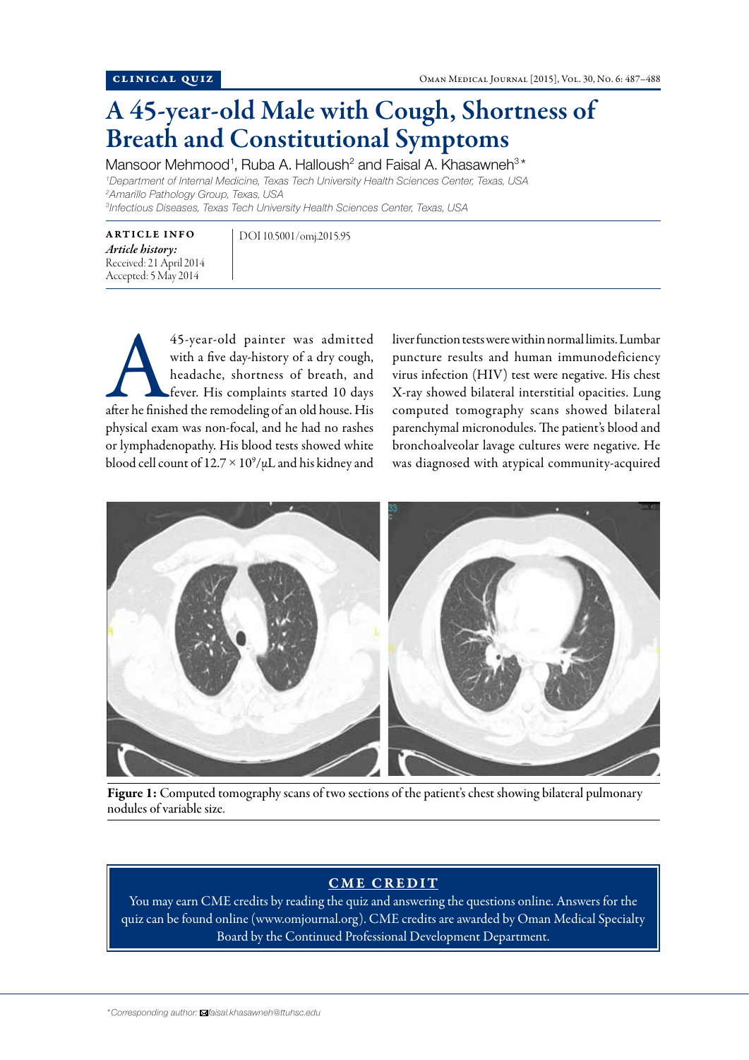Clinical Quiz

# A 45-year-old Male with Cough, Shortness of Breath and Constitutional Symptoms

Mansoor Mehmood[1], Ruba A. Halloush[2] and Faisal A. Khasawneh[3]*

[1]*Department of Internal Medicine, Texas Tech University Health Sciences Center, Texas, USA*
[2]*Amarillo Pathology Group, Texas, USA*
[3]*Infectious Diseases, Texas Tech University Health Sciences Center, Texas, USA*

**ARTICLE INFO**
***Article history:***
Received: 21 April 2014
Accepted: 5 May 2014

DOI 10.5001/omj.2015.95

A 45-year-old painter was admitted with a five day-history of a dry cough, headache, shortness of breath, and fever. His complaints started 10 days after he finished the remodeling of an old house. His physical exam was non-focal, and he had no rashes or lymphadenopathy. His blood tests showed white blood cell count of $12.7 \times 10^9/\mu L$ and his kidney and liver function tests were within normal limits. Lumbar puncture results and human immunodeficiency virus infection (HIV) test were negative. His chest X-ray showed bilateral interstitial opacities. Lung computed tomography scans showed bilateral parenchymal micronodules. The patient's blood and bronchoalveolar lavage cultures were negative. He was diagnosed with atypical community-acquired

**Figure 1:** Computed tomography scans of two sections of the patient's chest showing bilateral pulmonary nodules of variable size.

## CME CREDIT

You may earn CME credits by reading the quiz and answering the questions online. Answers for the quiz can be found online (www.omjournal.org). CME credits are awarded by Oman Medical Specialty Board by the Continued Professional Development Department.

*Corresponding author: faisal.khasawneh@ttuhsc.edu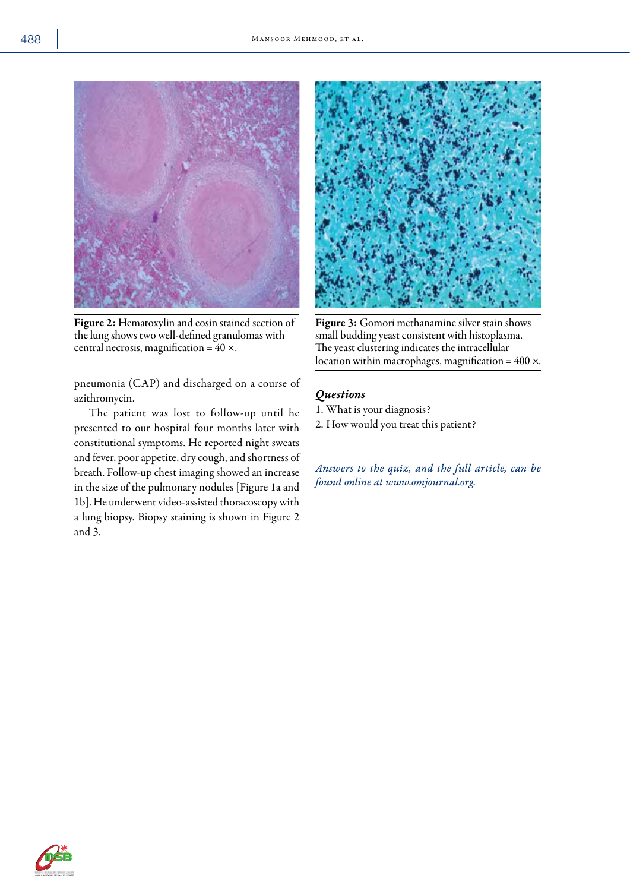Figure 2: Hematoxylin and eosin stained section of the lung shows two well-defined granulomas with central necrosis, magnification = 40 ×.

Figure 3: Gomori methanamine silver stain shows small budding yeast consistent with histoplasma. The yeast clustering indicates the intracellular location within macrophages, magnification = 400 ×.

pneumonia (CAP) and discharged on a course of azithromycin.

The patient was lost to follow-up until he presented to our hospital four months later with constitutional symptoms. He reported night sweats and fever, poor appetite, dry cough, and shortness of breath. Follow-up chest imaging showed an increase in the size of the pulmonary nodules [Figure 1a and 1b]. He underwent video-assisted thoracoscopy with a lung biopsy. Biopsy staining is shown in Figure 2 and 3.

### *Questions*

1. What is your diagnosis?
2. How would you treat this patient?

*Answers to the quiz, and the full article, can be found online at www.omjournal.org.*